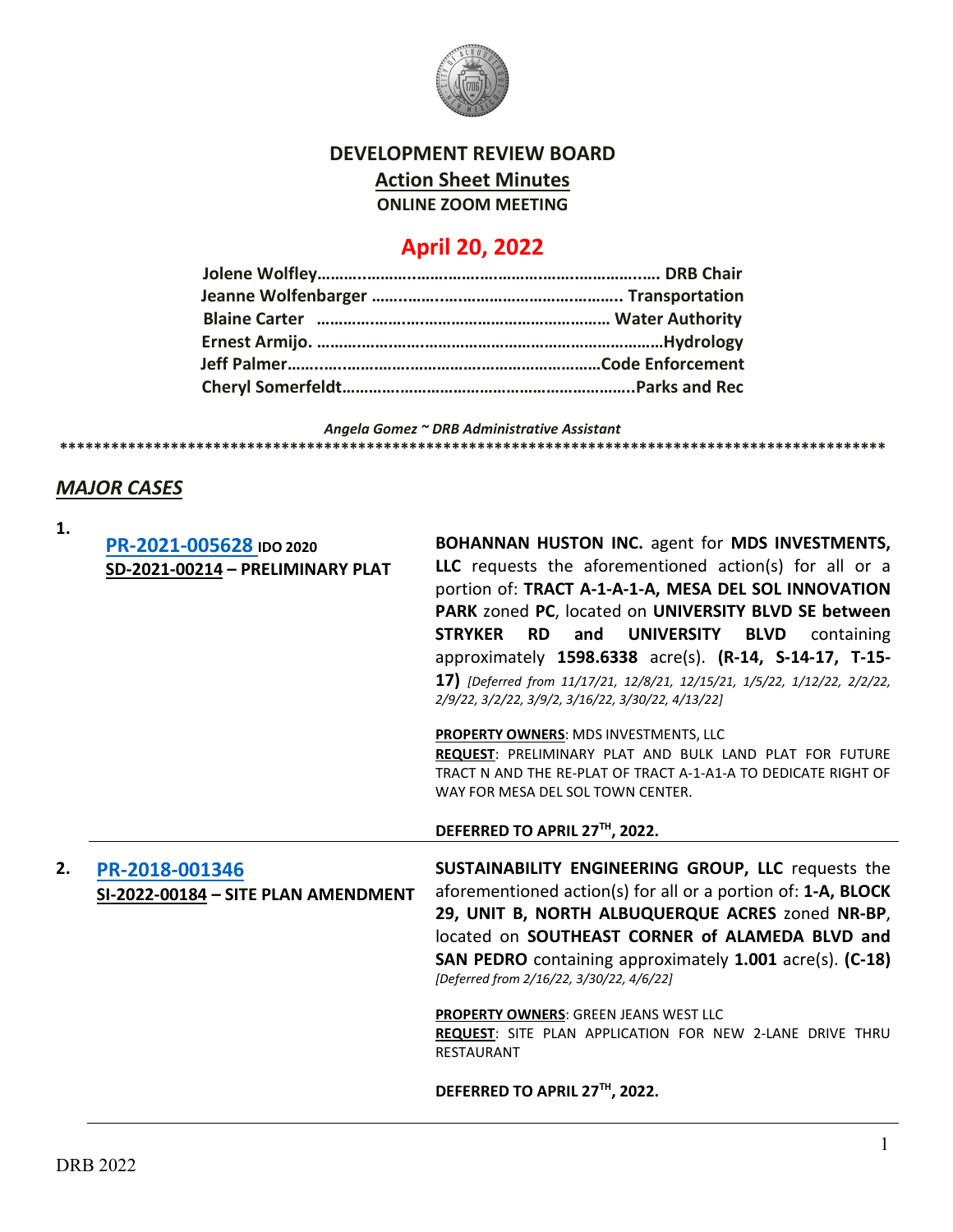# DEVELOPMENT REVIEW BOARD

## Action Sheet Minutes

**ONLINE ZOOM MEETING**

## April 20, 2022

**Jolene Wolfley……………………………………………………………… DRB Chair**
**Jeanne Wolfenbarger …………………………………………………. Transportation**
**Blaine Carter ………………………………………………………… Water Authority**
**Ernest Armijo. ………………………………………………………………Hydrology**
**Jeff Palmer…………………………………………………………………Code Enforcement**
**Cheryl Somerfeldt……………………………………………………………..Parks and Rec**

*Angela Gomez ~ DRB Administrative Assistant*

****************************************************************************************************

## *MAJOR CASES*

**1.** **PR-2021-005628 IDO 2020**
**SD-2021-00214 – PRELIMINARY PLAT**

**BOHANNAN HUSTON INC.** agent for **MDS INVESTMENTS, LLC** requests the aforementioned action(s) for all or a portion of: **TRACT A-1-A-1-A, MESA DEL SOL INNOVATION PARK** zoned **PC**, located on **UNIVERSITY BLVD SE between STRYKER RD and UNIVERSITY BLVD** containing approximately **1598.6338** acre(s). **(R-14, S-14-17, T-15-17)** *[Deferred from 11/17/21, 12/8/21, 12/15/21, 1/5/22, 1/12/22, 2/2/22, 2/9/22, 3/2/22, 3/9/2, 3/16/22, 3/30/22, 4/13/22]*

**PROPERTY OWNERS**: MDS INVESTMENTS, LLC
**REQUEST**: PRELIMINARY PLAT AND BULK LAND PLAT FOR FUTURE TRACT N AND THE RE-PLAT OF TRACT A-1-A1-A TO DEDICATE RIGHT OF WAY FOR MESA DEL SOL TOWN CENTER.

**DEFERRED TO APRIL 27TH, 2022.**

---

**2.** **PR-2018-001346**
**SI-2022-00184 – SITE PLAN AMENDMENT**

**SUSTAINABILITY ENGINEERING GROUP, LLC** requests the aforementioned action(s) for all or a portion of: **1-A, BLOCK 29, UNIT B, NORTH ALBUQUERQUE ACRES** zoned **NR-BP**, located on **SOUTHEAST CORNER of ALAMEDA BLVD and SAN PEDRO** containing approximately **1.001** acre(s). **(C-18)** *[Deferred from 2/16/22, 3/30/22, 4/6/22]*

**PROPERTY OWNERS**: GREEN JEANS WEST LLC
**REQUEST**: SITE PLAN APPLICATION FOR NEW 2-LANE DRIVE THRU RESTAURANT

**DEFERRED TO APRIL 27TH, 2022.**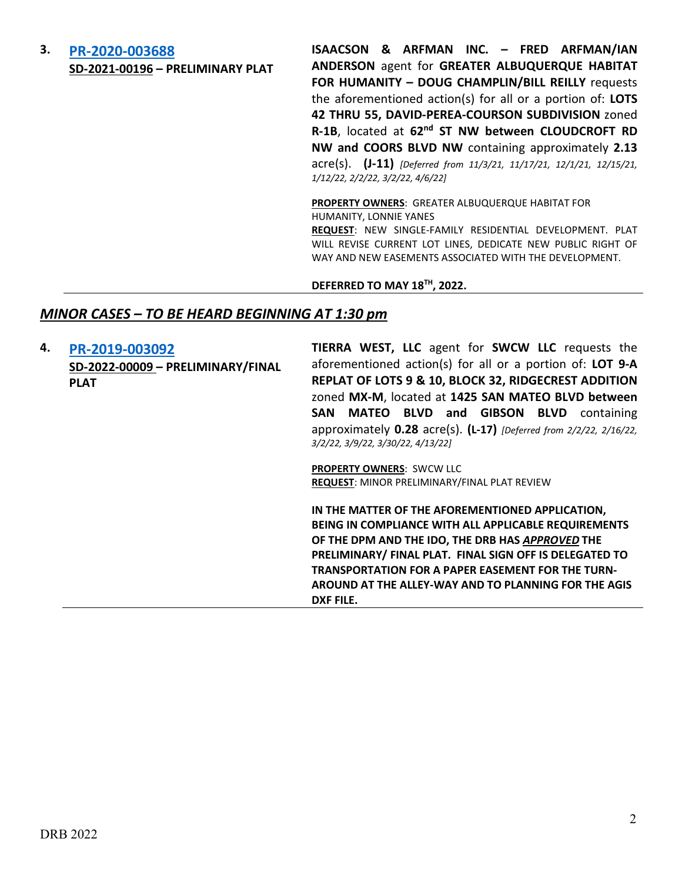**3.** **PR-2020-003688**
**SD-2021-00196 – PRELIMINARY PLAT**

**ISAACSON & ARFMAN INC. – FRED ARFMAN/IAN ANDERSON** agent for **GREATER ALBUQUERQUE HABITAT FOR HUMANITY – DOUG CHAMPLIN/BILL REILLY** requests the aforementioned action(s) for all or a portion of: **LOTS 42 THRU 55, DAVID-PEREA-COURSON SUBDIVISION** zoned **R-1B**, located at **62nd ST NW between CLOUDCROFT RD NW and COORS BLVD NW** containing approximately **2.13** acre(s). **(J-11)** *[Deferred from 11/3/21, 11/17/21, 12/1/21, 12/15/21, 1/12/22, 2/2/22, 3/2/22, 4/6/22]*

**PROPERTY OWNERS**: GREATER ALBUQUERQUE HABITAT FOR HUMANITY, LONNIE YANES
**REQUEST**: NEW SINGLE-FAMILY RESIDENTIAL DEVELOPMENT. PLAT WILL REVISE CURRENT LOT LINES, DEDICATE NEW PUBLIC RIGHT OF WAY AND NEW EASEMENTS ASSOCIATED WITH THE DEVELOPMENT.

**DEFERRED TO MAY 18TH, 2022.**

---

## *MINOR CASES – TO BE HEARD BEGINNING AT 1:30 pm*

**4.** **PR-2019-003092**
**SD-2022-00009 – PRELIMINARY/FINAL PLAT**

**TIERRA WEST, LLC** agent for **SWCW LLC** requests the aforementioned action(s) for all or a portion of: **LOT 9-A REPLAT OF LOTS 9 & 10, BLOCK 32, RIDGECREST ADDITION** zoned **MX-M**, located at **1425 SAN MATEO BLVD between SAN MATEO BLVD and GIBSON BLVD** containing approximately **0.28** acre(s). **(L-17)** *[Deferred from 2/2/22, 2/16/22, 3/2/22, 3/9/22, 3/30/22, 4/13/22]*

**PROPERTY OWNERS**: SWCW LLC
**REQUEST**: MINOR PRELIMINARY/FINAL PLAT REVIEW

**IN THE MATTER OF THE AFOREMENTIONED APPLICATION, BEING IN COMPLIANCE WITH ALL APPLICABLE REQUIREMENTS OF THE DPM AND THE IDO, THE DRB HAS *APPROVED* THE PRELIMINARY/ FINAL PLAT. FINAL SIGN OFF IS DELEGATED TO TRANSPORTATION FOR A PAPER EASEMENT FOR THE TURN-AROUND AT THE ALLEY-WAY AND TO PLANNING FOR THE AGIS DXF FILE.**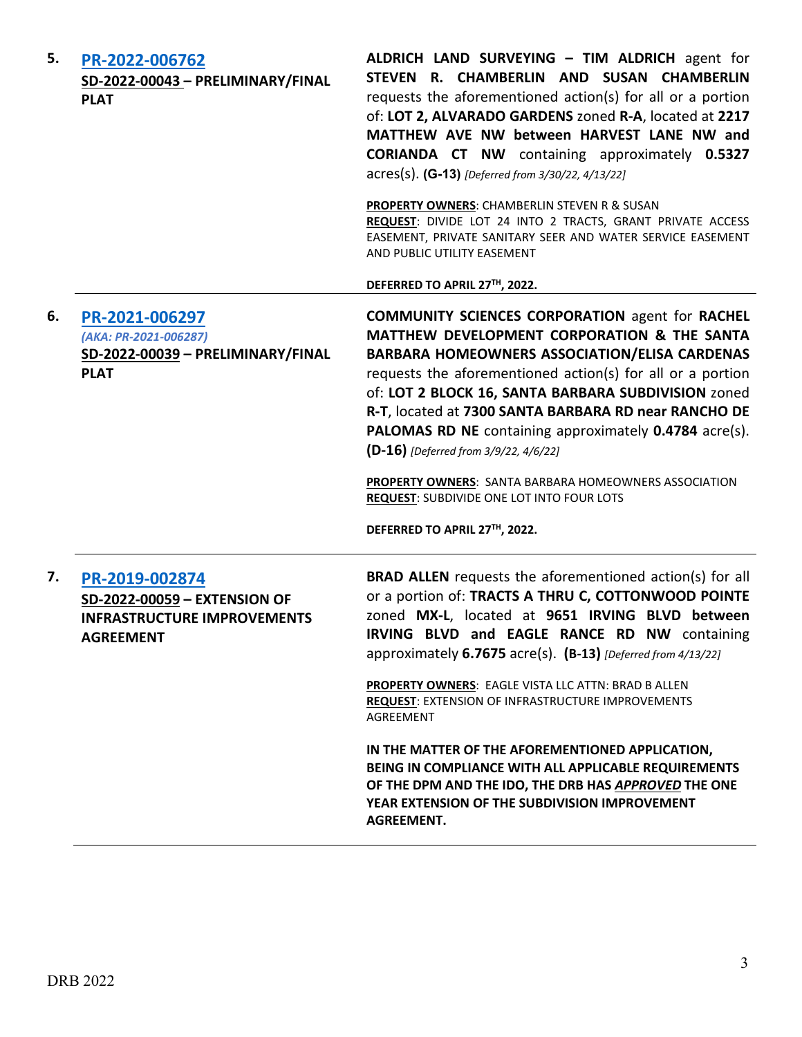| | | |
|---|---|---|
| **5.** | **PR-2022-006762**<br>**SD-2022-00043 – PRELIMINARY/FINAL PLAT** | **ALDRICH LAND SURVEYING – TIM ALDRICH** agent for **STEVEN R. CHAMBERLIN AND SUSAN CHAMBERLIN** requests the aforementioned action(s) for all or a portion of: **LOT 2, ALVARADO GARDENS** zoned **R-A**, located at **2217 MATTHEW AVE NW between HARVEST LANE NW and CORIANDA CT NW** containing approximately **0.5327** acres(s). **(G-13)** *[Deferred from 3/30/22, 4/13/22]*<br><br>**PROPERTY OWNERS**: CHAMBERLIN STEVEN R & SUSAN<br>**REQUEST**: DIVIDE LOT 24 INTO 2 TRACTS, GRANT PRIVATE ACCESS EASEMENT, PRIVATE SANITARY SEER AND WATER SERVICE EASEMENT AND PUBLIC UTILITY EASEMENT<br><br>**DEFERRED TO APRIL 27TH, 2022.** |
| **6.** | **PR-2021-006297**<br>*(AKA: PR-2021-006287)*<br>**SD-2022-00039 – PRELIMINARY/FINAL PLAT** | **COMMUNITY SCIENCES CORPORATION** agent for **RACHEL MATTHEW DEVELOPMENT CORPORATION & THE SANTA BARBARA HOMEOWNERS ASSOCIATION/ELISA CARDENAS** requests the aforementioned action(s) for all or a portion of: **LOT 2 BLOCK 16, SANTA BARBARA SUBDIVISION** zoned **R-T**, located at **7300 SANTA BARBARA RD near RANCHO DE PALOMAS RD NE** containing approximately **0.4784** acre(s). **(D-16)** *[Deferred from 3/9/22, 4/6/22]*<br><br>**PROPERTY OWNERS**: SANTA BARBARA HOMEOWNERS ASSOCIATION<br>**REQUEST**: SUBDIVIDE ONE LOT INTO FOUR LOTS<br><br>**DEFERRED TO APRIL 27TH, 2022.** |
| **7.** | **PR-2019-002874**<br>**SD-2022-00059 – EXTENSION OF INFRASTRUCTURE IMPROVEMENTS AGREEMENT** | **BRAD ALLEN** requests the aforementioned action(s) for all or a portion of: **TRACTS A THRU C, COTTONWOOD POINTE** zoned **MX-L**, located at **9651 IRVING BLVD between IRVING BLVD and EAGLE RANCE RD NW** containing approximately **6.7675** acre(s). **(B-13)** *[Deferred from 4/13/22]*<br><br>**PROPERTY OWNERS**: EAGLE VISTA LLC ATTN: BRAD B ALLEN<br>**REQUEST**: EXTENSION OF INFRASTRUCTURE IMPROVEMENTS AGREEMENT<br><br>**IN THE MATTER OF THE AFOREMENTIONED APPLICATION, BEING IN COMPLIANCE WITH ALL APPLICABLE REQUIREMENTS OF THE DPM AND THE IDO, THE DRB HAS *APPROVED* THE ONE YEAR EXTENSION OF THE SUBDIVISION IMPROVEMENT AGREEMENT.** |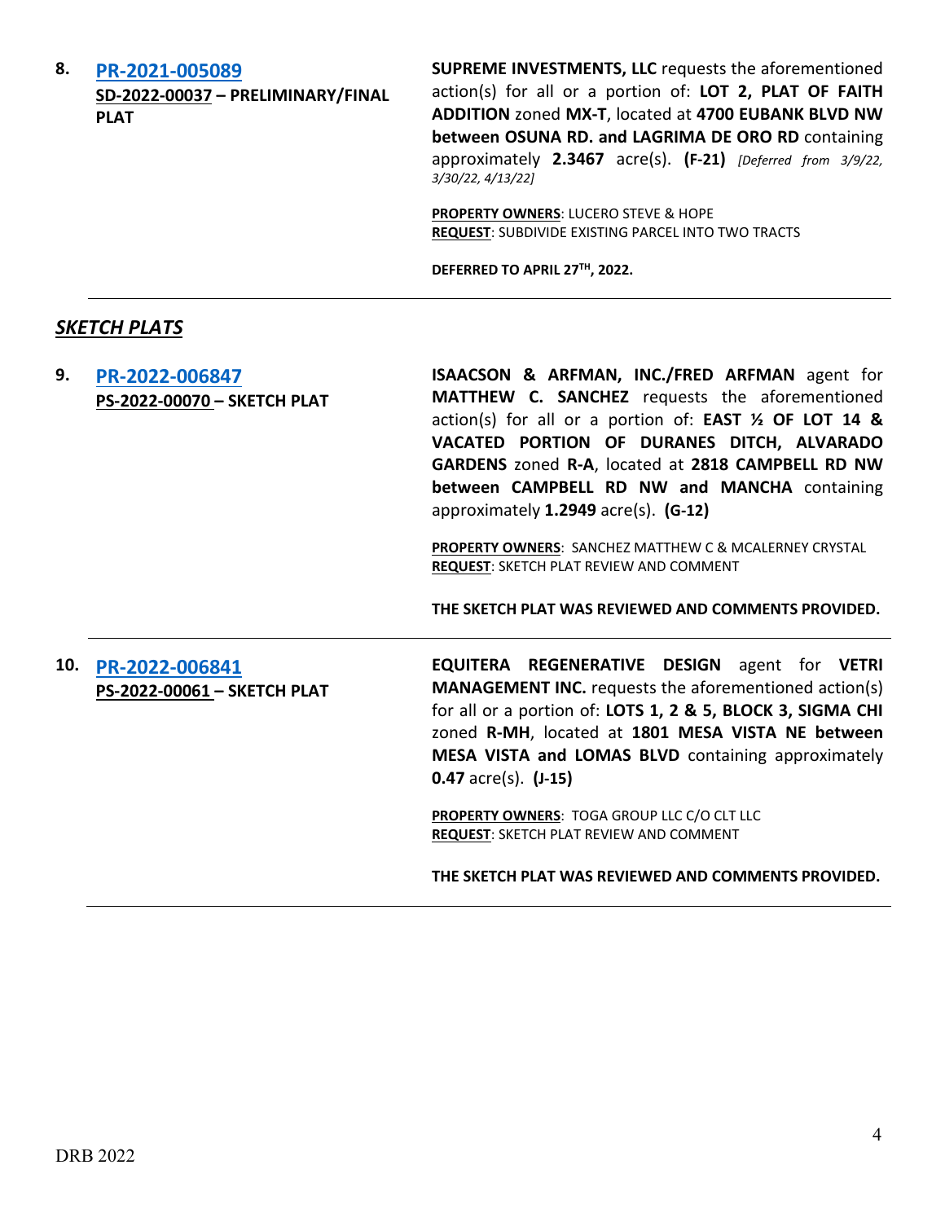**8. PR-2021-005089**
**SD-2022-00037 – PRELIMINARY/FINAL PLAT**

**SUPREME INVESTMENTS, LLC** requests the aforementioned action(s) for all or a portion of: **LOT 2, PLAT OF FAITH ADDITION** zoned **MX-T**, located at **4700 EUBANK BLVD NW between OSUNA RD. and LAGRIMA DE ORO RD** containing approximately **2.3467** acre(s). **(F-21)** *[Deferred from 3/9/22, 3/30/22, 4/13/22]*

**PROPERTY OWNERS**: LUCERO STEVE & HOPE
**REQUEST**: SUBDIVIDE EXISTING PARCEL INTO TWO TRACTS

**DEFERRED TO APRIL 27TH, 2022.**

---

## *SKETCH PLATS*

**9. PR-2022-006847**
**PS-2022-00070 – SKETCH PLAT**

**ISAACSON & ARFMAN, INC./FRED ARFMAN** agent for **MATTHEW C. SANCHEZ** requests the aforementioned action(s) for all or a portion of: **EAST ½ OF LOT 14 & VACATED PORTION OF DURANES DITCH, ALVARADO GARDENS** zoned **R-A**, located at **2818 CAMPBELL RD NW between CAMPBELL RD NW and MANCHA** containing approximately **1.2949** acre(s). **(G-12)**

**PROPERTY OWNERS**: SANCHEZ MATTHEW C & MCALERNEY CRYSTAL
**REQUEST**: SKETCH PLAT REVIEW AND COMMENT

**THE SKETCH PLAT WAS REVIEWED AND COMMENTS PROVIDED.**

---

**10. PR-2022-006841**
**PS-2022-00061 – SKETCH PLAT**

**EQUITERA REGENERATIVE DESIGN** agent for **VETRI MANAGEMENT INC.** requests the aforementioned action(s) for all or a portion of: **LOTS 1, 2 & 5, BLOCK 3, SIGMA CHI** zoned **R-MH**, located at **1801 MESA VISTA NE between MESA VISTA and LOMAS BLVD** containing approximately **0.47** acre(s). **(J-15)**

**PROPERTY OWNERS**: TOGA GROUP LLC C/O CLT LLC
**REQUEST**: SKETCH PLAT REVIEW AND COMMENT

**THE SKETCH PLAT WAS REVIEWED AND COMMENTS PROVIDED.**

---

DRB 2022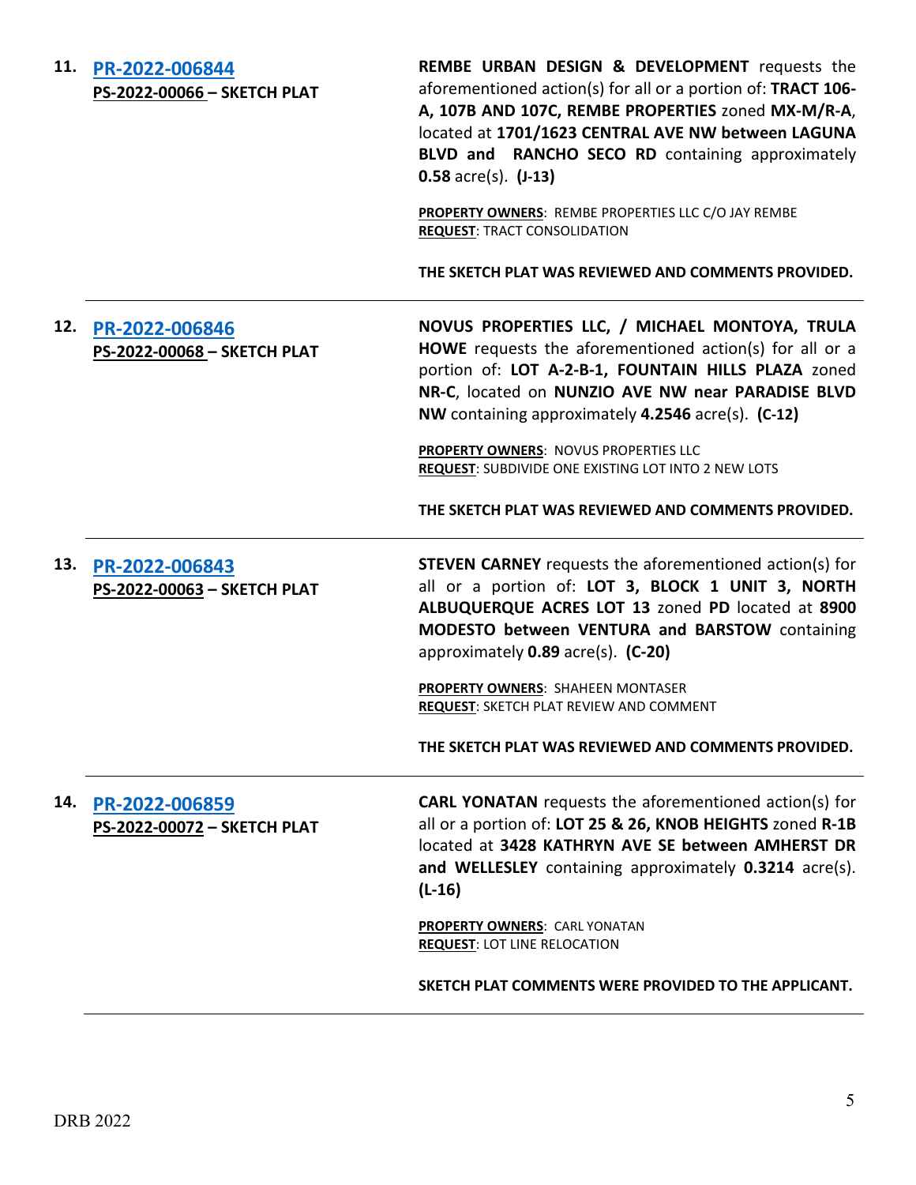11. **[PR-2022-006844](#)**
**PS-2022-00066 – SKETCH PLAT**

**REMBE URBAN DESIGN & DEVELOPMENT** requests the aforementioned action(s) for all or a portion of: **TRACT 106-A, 107B AND 107C, REMBE PROPERTIES** zoned **MX-M/R-A**, located at **1701/1623 CENTRAL AVE NW between LAGUNA BLVD and RANCHO SECO RD** containing approximately **0.58** acre(s). **(J-13)**

**PROPERTY OWNERS**: REMBE PROPERTIES LLC C/O JAY REMBE
**REQUEST**: TRACT CONSOLIDATION

**THE SKETCH PLAT WAS REVIEWED AND COMMENTS PROVIDED.**

---

12. **[PR-2022-006846](#)**
**PS-2022-00068 – SKETCH PLAT**

**NOVUS PROPERTIES LLC, / MICHAEL MONTOYA, TRULA HOWE** requests the aforementioned action(s) for all or a portion of: **LOT A-2-B-1, FOUNTAIN HILLS PLAZA** zoned **NR-C**, located on **NUNZIO AVE NW near PARADISE BLVD NW** containing approximately **4.2546** acre(s). **(C-12)**

**PROPERTY OWNERS**: NOVUS PROPERTIES LLC
**REQUEST**: SUBDIVIDE ONE EXISTING LOT INTO 2 NEW LOTS

**THE SKETCH PLAT WAS REVIEWED AND COMMENTS PROVIDED.**

---

13. **[PR-2022-006843](#)**
**PS-2022-00063 – SKETCH PLAT**

**STEVEN CARNEY** requests the aforementioned action(s) for all or a portion of: **LOT 3, BLOCK 1 UNIT 3, NORTH ALBUQUERQUE ACRES LOT 13** zoned **PD** located at **8900 MODESTO between VENTURA and BARSTOW** containing approximately **0.89** acre(s). **(C-20)**

**PROPERTY OWNERS**: SHAHEEN MONTASER
**REQUEST**: SKETCH PLAT REVIEW AND COMMENT

**THE SKETCH PLAT WAS REVIEWED AND COMMENTS PROVIDED.**

---

14. **[PR-2022-006859](#)**
**PS-2022-00072 – SKETCH PLAT**

**CARL YONATAN** requests the aforementioned action(s) for all or a portion of: **LOT 25 & 26, KNOB HEIGHTS** zoned **R-1B** located at **3428 KATHRYN AVE SE between AMHERST DR and WELLESLEY** containing approximately **0.3214** acre(s). **(L-16)**

**PROPERTY OWNERS**: CARL YONATAN
**REQUEST**: LOT LINE RELOCATION

**SKETCH PLAT COMMENTS WERE PROVIDED TO THE APPLICANT.**

---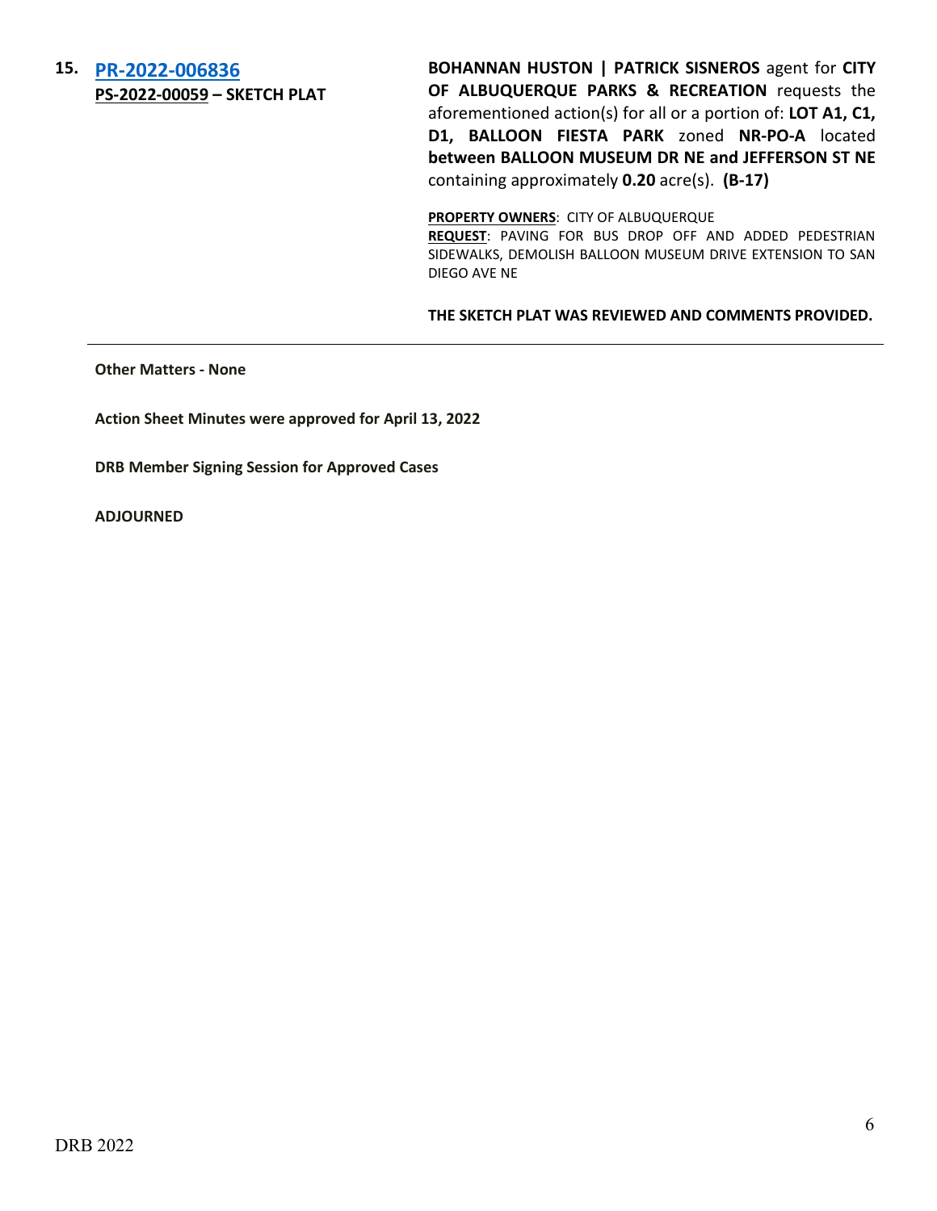**15. PR-2022-006836**
**PS-2022-00059 – SKETCH PLAT**

**BOHANNAN HUSTON | PATRICK SISNEROS** agent for **CITY OF ALBUQUERQUE PARKS & RECREATION** requests the aforementioned action(s) for all or a portion of: **LOT A1, C1, D1, BALLOON FIESTA PARK** zoned **NR-PO-A** located **between BALLOON MUSEUM DR NE and JEFFERSON ST NE** containing approximately **0.20** acre(s). **(B-17)**

**PROPERTY OWNERS**: CITY OF ALBUQUERQUE
**REQUEST**: PAVING FOR BUS DROP OFF AND ADDED PEDESTRIAN SIDEWALKS, DEMOLISH BALLOON MUSEUM DRIVE EXTENSION TO SAN DIEGO AVE NE

**THE SKETCH PLAT WAS REVIEWED AND COMMENTS PROVIDED.**

---

**Other Matters - None**

**Action Sheet Minutes were approved for April 13, 2022**

**DRB Member Signing Session for Approved Cases**

**ADJOURNED**